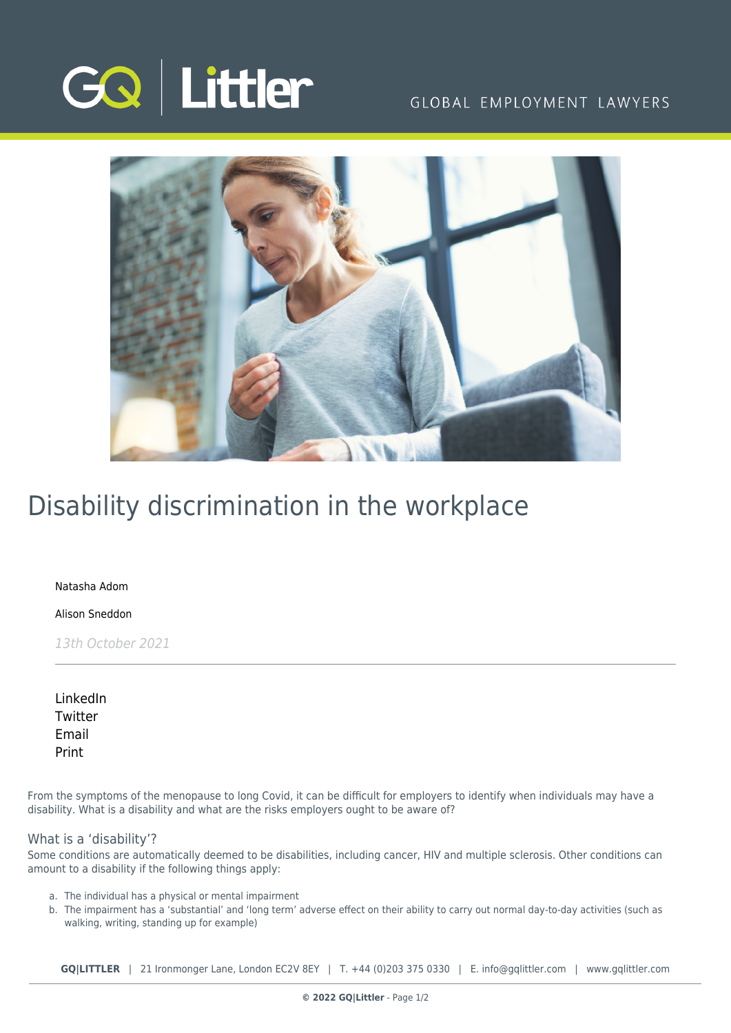# Disability discrimination in the workplace

Natasha Adom

Alison Sneddon

*13th October 2021*

LinkedIn
Twitter
Email
Print

From the symptoms of the menopause to long Covid, it can be difficult for employers to identify when individuals may have a disability. What is a disability and what are the risks employers ought to be aware of?

## What is a 'disability'?

Some conditions are automatically deemed to be disabilities, including cancer, HIV and multiple sclerosis. Other conditions can amount to a disability if the following things apply:

a. The individual has a physical or mental impairment
b. The impairment has a 'substantial' and 'long term' adverse effect on their ability to carry out normal day-to-day activities (such as walking, writing, standing up for example)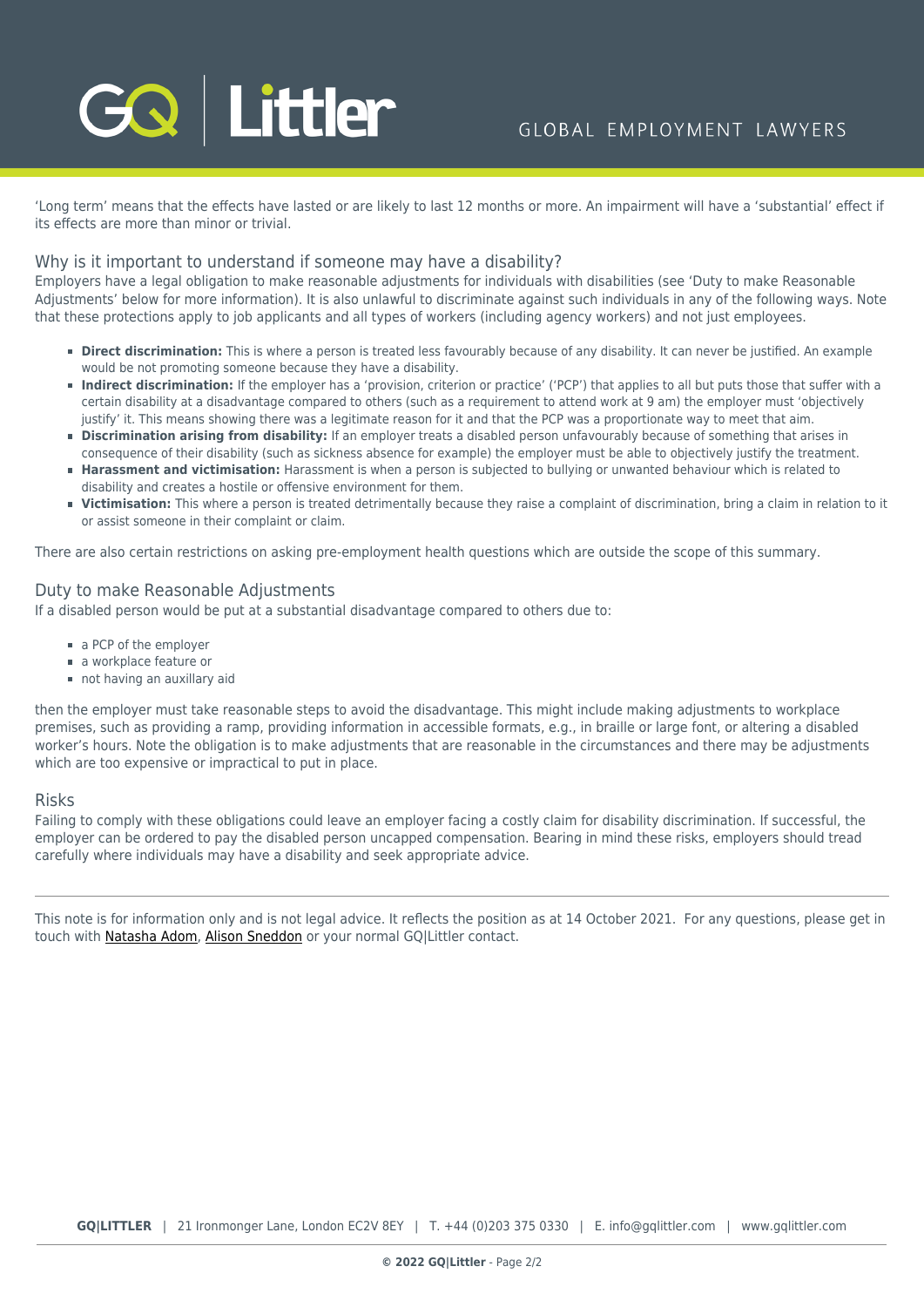'Long term' means that the effects have lasted or are likely to last 12 months or more. An impairment will have a 'substantial' effect if its effects are more than minor or trivial.

## Why is it important to understand if someone may have a disability?

Employers have a legal obligation to make reasonable adjustments for individuals with disabilities (see 'Duty to make Reasonable Adjustments' below for more information). It is also unlawful to discriminate against such individuals in any of the following ways. Note that these protections apply to job applicants and all types of workers (including agency workers) and not just employees.

- **Direct discrimination:** This is where a person is treated less favourably because of any disability. It can never be justified. An example would be not promoting someone because they have a disability.
- **Indirect discrimination:** If the employer has a 'provision, criterion or practice' ('PCP') that applies to all but puts those that suffer with a certain disability at a disadvantage compared to others (such as a requirement to attend work at 9 am) the employer must 'objectively justify' it. This means showing there was a legitimate reason for it and that the PCP was a proportionate way to meet that aim.
- **Discrimination arising from disability:** If an employer treats a disabled person unfavourably because of something that arises in consequence of their disability (such as sickness absence for example) the employer must be able to objectively justify the treatment.
- **Harassment and victimisation:** Harassment is when a person is subjected to bullying or unwanted behaviour which is related to disability and creates a hostile or offensive environment for them.
- **Victimisation:** This where a person is treated detrimentally because they raise a complaint of discrimination, bring a claim in relation to it or assist someone in their complaint or claim.

There are also certain restrictions on asking pre-employment health questions which are outside the scope of this summary.

## Duty to make Reasonable Adjustments

If a disabled person would be put at a substantial disadvantage compared to others due to:

- a PCP of the employer
- a workplace feature or
- not having an auxillary aid

then the employer must take reasonable steps to avoid the disadvantage. This might include making adjustments to workplace premises, such as providing a ramp, providing information in accessible formats, e.g., in braille or large font, or altering a disabled worker's hours. Note the obligation is to make adjustments that are reasonable in the circumstances and there may be adjustments which are too expensive or impractical to put in place.

## Risks

Failing to comply with these obligations could leave an employer facing a costly claim for disability discrimination. If successful, the employer can be ordered to pay the disabled person uncapped compensation. Bearing in mind these risks, employers should tread carefully where individuals may have a disability and seek appropriate advice.

---

This note is for information only and is not legal advice. It reflects the position as at 14 October 2021. For any questions, please get in touch with Natasha Adom, Alison Sneddon or your normal GQ|Littler contact.